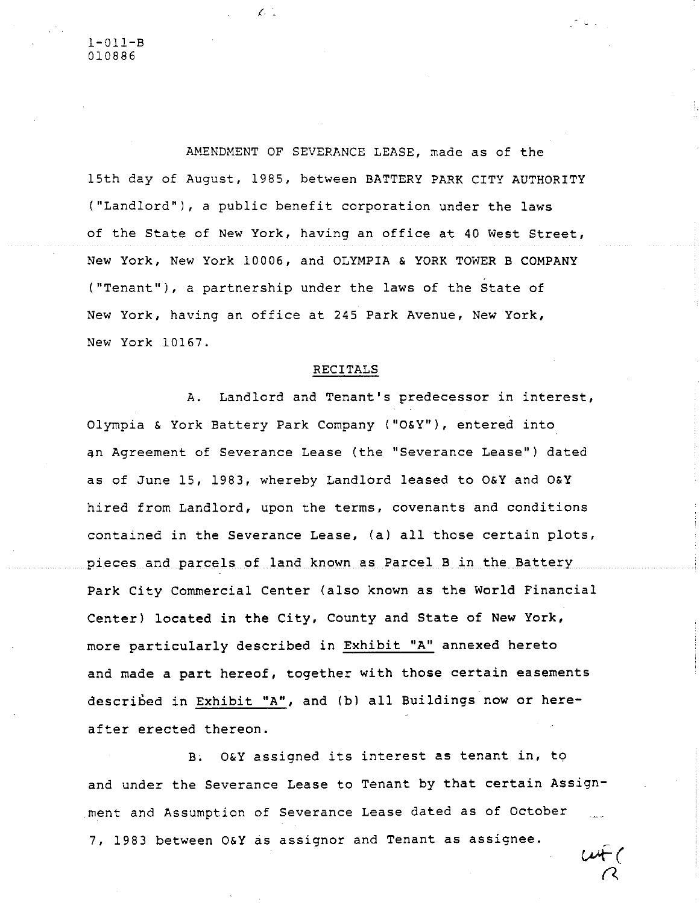1-011-B
010886

AMENDMENT OF SEVERANCE LEASE, made as of the 15th day of August, 1985, between BATTERY PARK CITY AUTHORITY ("Landlord"), a public benefit corporation under the laws of the State of New York, having an office at 40 West Street, New York, New York 10006, and OLYMPIA & YORK TOWER B COMPANY ("Tenant"), a partnership under the laws of the State of New York, having an office at 245 Park Avenue, New York, New York 10167.

RECITALS

A. Landlord and Tenant's predecessor in interest, Olympia & York Battery Park Company ("O&Y"), entered into an Agreement of Severance Lease (the "Severance Lease") dated as of June 15, 1983, whereby Landlord leased to O&Y and O&Y hired from Landlord, upon the terms, covenants and conditions contained in the Severance Lease, (a) all those certain plots, pieces and parcels of land known as Parcel B in the Battery Park City Commercial Center (also known as the World Financial Center) located in the City, County and State of New York, more particularly described in Exhibit "A" annexed hereto and made a part hereof, together with those certain easements described in Exhibit "A", and (b) all Buildings now or hereafter erected thereon.

B. O&Y assigned its interest as tenant in, to and under the Severance Lease to Tenant by that certain Assignment and Assumption of Severance Lease dated as of October 7, 1983 between O&Y as assignor and Tenant as assignee.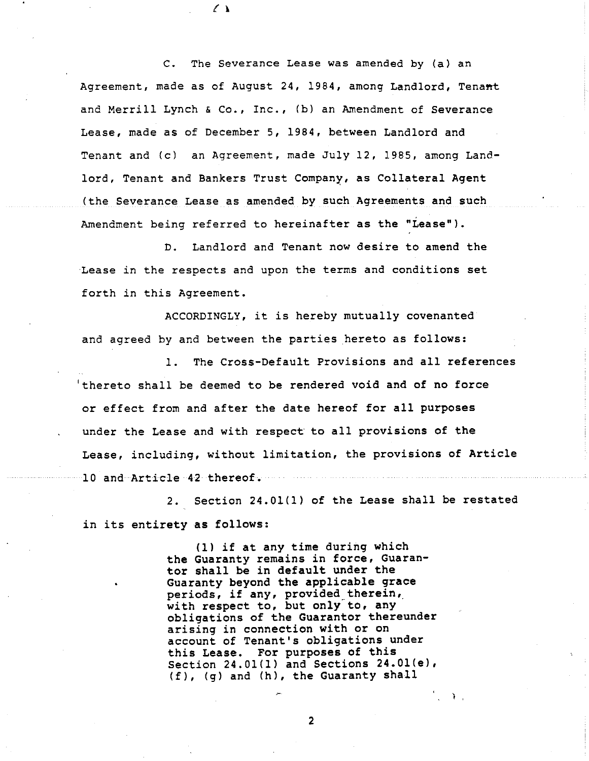C. The Severance Lease was amended by (a) an Agreement, made as of August 24, 1984, among Landlord, Tenant and Merrill Lynch & Co., Inc., (b) an Amendment of Severance Lease, made as of December 5, 1984, between Landlord and Tenant and (c) an Agreement, made July 12, 1985, among Landlord, Tenant and Bankers Trust Company, as Collateral Agent (the Severance Lease as amended by such Agreements and such Amendment being referred to hereinafter as the "Lease").

D. Landlord and Tenant now desire to amend the Lease in the respects and upon the terms and conditions set forth in this Agreement.

ACCORDINGLY, it is hereby mutually covenanted and agreed by and between the parties hereto as follows:

1. The Cross-Default Provisions and all references thereto shall be deemed to be rendered void and of no force or effect from and after the date hereof for all purposes under the Lease and with respect to all provisions of the Lease, including, without limitation, the provisions of Article 10 and Article 42 thereof.

2. Section 24.01(l) of the Lease shall be restated in its entirety as follows:

> (l) if at any time during which the Guaranty remains in force, Guarantor shall be in default under the Guaranty beyond the applicable grace periods, if any, provided therein, with respect to, but only to, any obligations of the Guarantor thereunder arising in connection with or on account of Tenant's obligations under this Lease. For purposes of this Section 24.01(l) and Sections 24.01(e), (f), (g) and (h), the Guaranty shall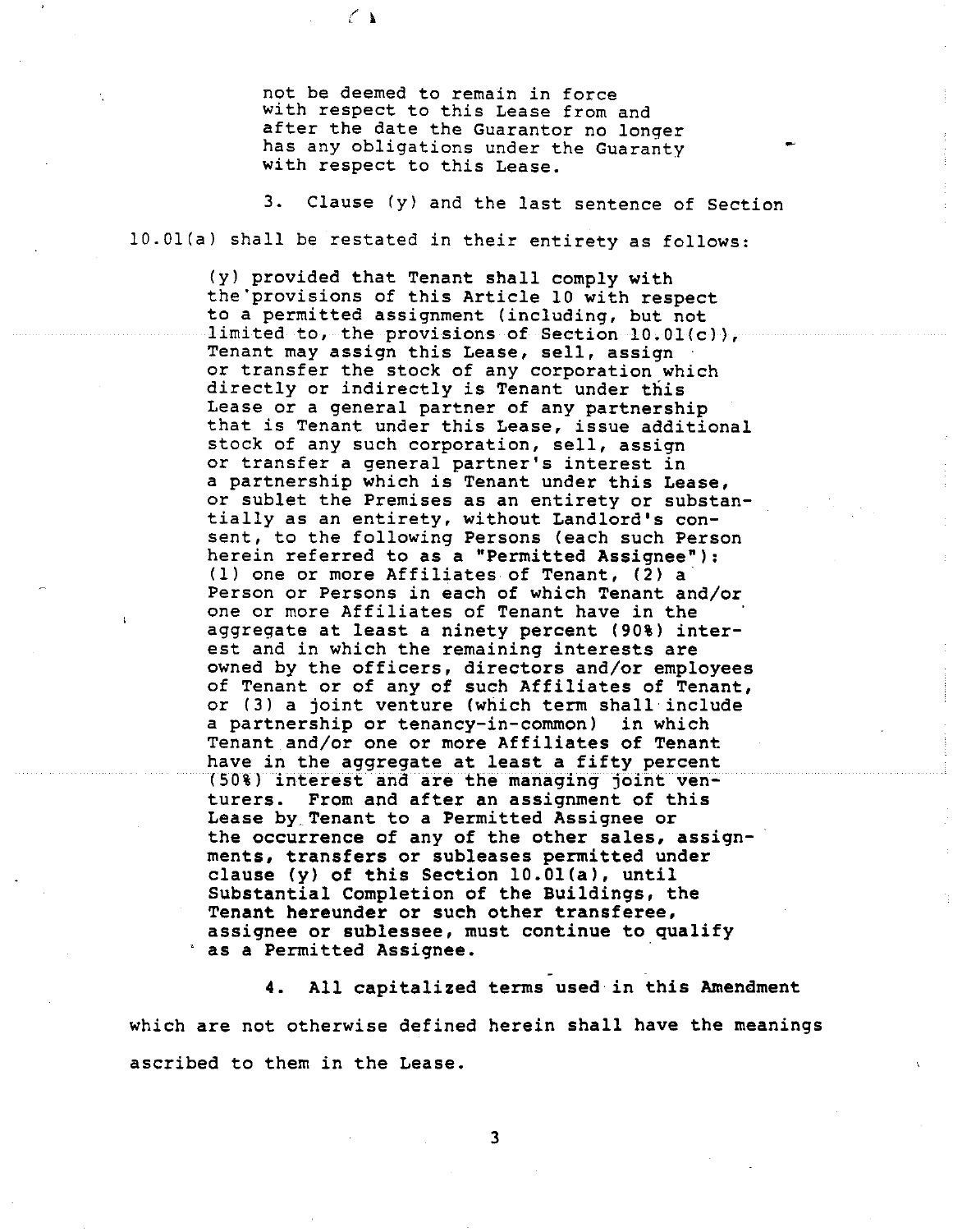not be deemed to remain in force with respect to this Lease from and after the date the Guarantor no longer has any obligations under the Guaranty with respect to this Lease.

3. Clause (y) and the last sentence of Section 10.01(a) shall be restated in their entirety as follows:

> (y) provided that Tenant shall comply with the provisions of this Article 10 with respect to a permitted assignment (including, but not limited to, the provisions of Section 10.01(c)), Tenant may assign this Lease, sell, assign or transfer the stock of any corporation which directly or indirectly is Tenant under this Lease or a general partner of any partnership that is Tenant under this Lease, issue additional stock of any such corporation, sell, assign or transfer a general partner's interest in a partnership which is Tenant under this Lease, or sublet the Premises as an entirety or substantially as an entirety, without Landlord's consent, to the following Persons (each such Person herein referred to as a "Permitted Assignee"): (1) one or more Affiliates of Tenant, (2) a Person or Persons in each of which Tenant and/or one or more Affiliates of Tenant have in the aggregate at least a ninety percent (90%) interest and in which the remaining interests are owned by the officers, directors and/or employees of Tenant or of any of such Affiliates of Tenant, or (3) a joint venture (which term shall include a partnership or tenancy-in-common) in which Tenant and/or one or more Affiliates of Tenant have in the aggregate at least a fifty percent (50%) interest and are the managing joint venturers. **From and after an assignment of this Lease by Tenant to a Permitted Assignee or the occurrence of any of the other sales, assignments, transfers or subleases permitted under clause (y) of this Section 10.01(a), until Substantial Completion of the Buildings, the Tenant hereunder or such other transferee, assignee or sublessee, must continue to qualify as a Permitted Assignee.**

**4. All capitalized terms used in this Amendment which are not otherwise defined herein shall have the meanings ascribed to them in the Lease.**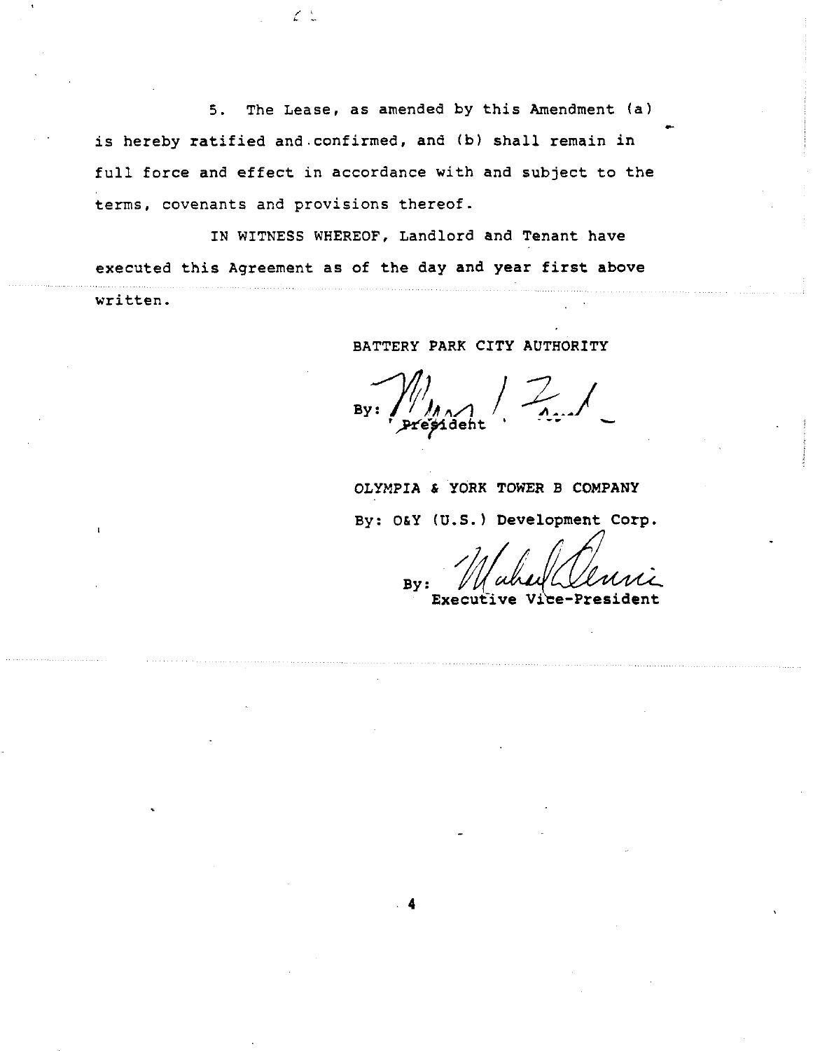5. The Lease, as amended by this Amendment (a) is hereby ratified and confirmed, and (b) shall remain in full force and effect in accordance with and subject to the terms, covenants and provisions thereof.

IN WITNESS WHEREOF, Landlord and Tenant have executed this Agreement as of the day and year first above written.

BATTERY PARK CITY AUTHORITY

By: President

OLYMPIA & YORK TOWER B COMPANY

By: O&Y (U.S.) Development Corp.

By: Executive Vice-President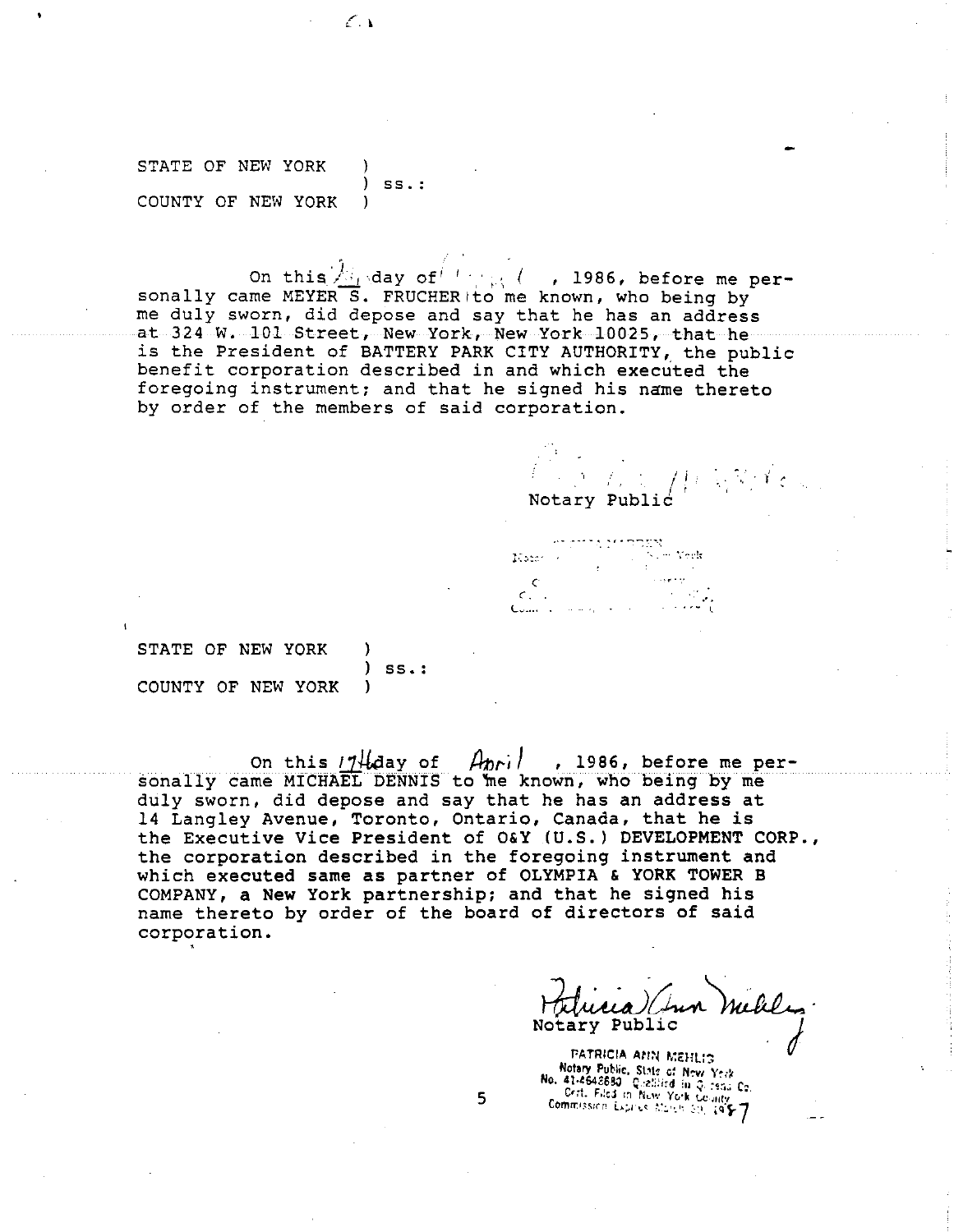STATE OF NEW YORK )
) ss.:
COUNTY OF NEW YORK )

On this 24 day of April, 1986, before me personally came MEYER S. FRUCHER to me known, who being by me duly sworn, did depose and say that he has an address at 324 W. 101 Street, New York, New York 10025, that he is the President of BATTERY PARK CITY AUTHORITY, the public benefit corporation described in and which executed the foregoing instrument; and that he signed his name thereto by order of the members of said corporation.

Notary Public

STATE OF NEW YORK )
) ss.:
COUNTY OF NEW YORK )

On this 17th day of April, 1986, before me personally came MICHAEL DENNIS to me known, who being by me duly sworn, did depose and say that he has an address at 14 Langley Avenue, Toronto, Ontario, Canada, that he is the Executive Vice President of O&Y (U.S.) DEVELOPMENT CORP., the corporation described in the foregoing instrument and which executed same as partner of OLYMPIA & YORK TOWER B COMPANY, a New York partnership; and that he signed his name thereto by order of the board of directors of said corporation.

Patricia Ann Mehlis
Notary Public

PATRICIA ANN MEHLIS
Notary Public, State of New York
No. 41-4643680 Qualified in Queens Co.
Cert. Filed in New York County
Commission Expires March 30, 1987